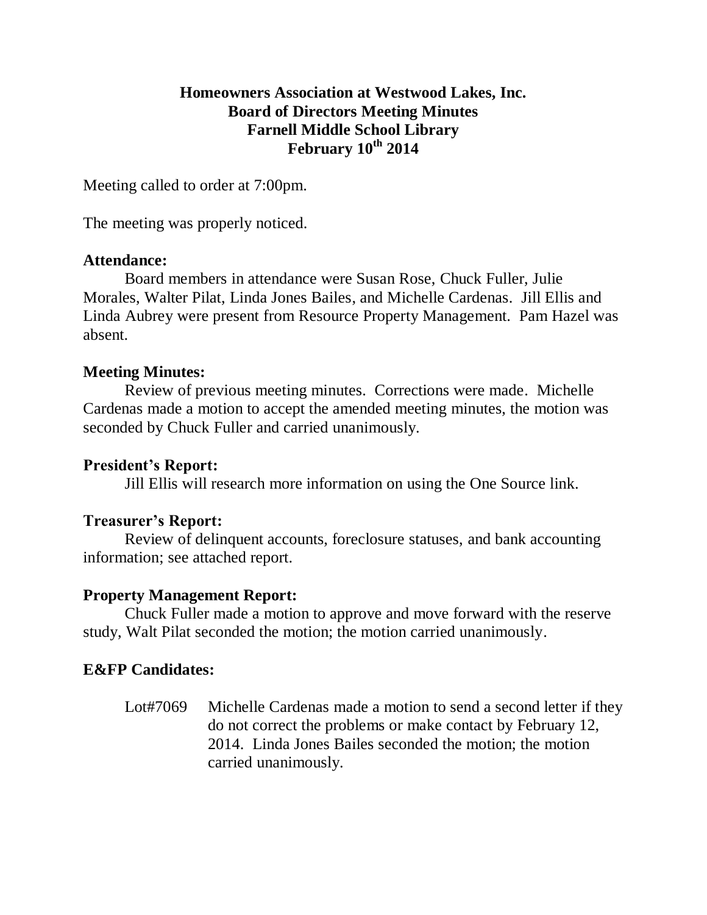# Homeowners Association at Westwood Lakes, Inc.
## Board of Directors Meeting Minutes
## Farnell Middle School Library
## February 10th 2014

Meeting called to order at 7:00pm.

The meeting was properly noticed.

**Attendance:**

Board members in attendance were Susan Rose, Chuck Fuller, Julie Morales, Walter Pilat, Linda Jones Bailes, and Michelle Cardenas. Jill Ellis and Linda Aubrey were present from Resource Property Management. Pam Hazel was absent.

**Meeting Minutes:**

Review of previous meeting minutes. Corrections were made. Michelle Cardenas made a motion to accept the amended meeting minutes, the motion was seconded by Chuck Fuller and carried unanimously.

**President's Report:**

Jill Ellis will research more information on using the One Source link.

**Treasurer's Report:**

Review of delinquent accounts, foreclosure statuses, and bank accounting information; see attached report.

**Property Management Report:**

Chuck Fuller made a motion to approve and move forward with the reserve study, Walt Pilat seconded the motion; the motion carried unanimously.

**E&FP Candidates:**

Lot#7069 Michelle Cardenas made a motion to send a second letter if they do not correct the problems or make contact by February 12, 2014. Linda Jones Bailes seconded the motion; the motion carried unanimously.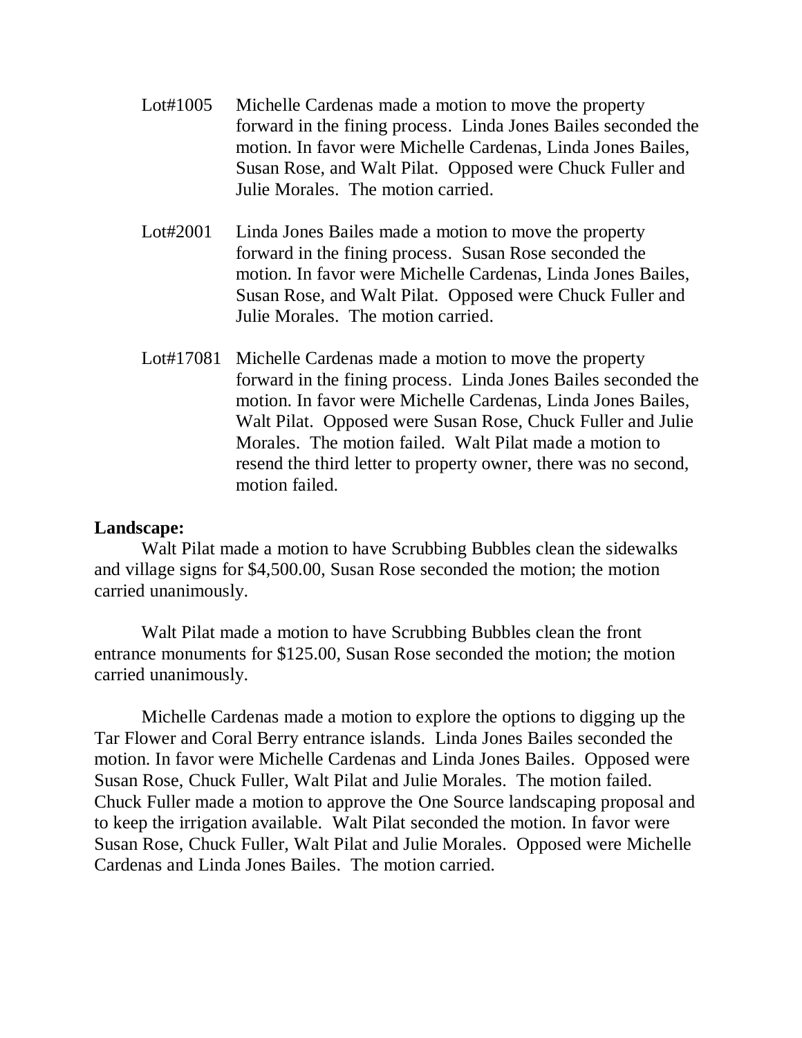Lot#1005 Michelle Cardenas made a motion to move the property forward in the fining process. Linda Jones Bailes seconded the motion. In favor were Michelle Cardenas, Linda Jones Bailes, Susan Rose, and Walt Pilat. Opposed were Chuck Fuller and Julie Morales. The motion carried.

Lot#2001 Linda Jones Bailes made a motion to move the property forward in the fining process. Susan Rose seconded the motion. In favor were Michelle Cardenas, Linda Jones Bailes, Susan Rose, and Walt Pilat. Opposed were Chuck Fuller and Julie Morales. The motion carried.

Lot#17081 Michelle Cardenas made a motion to move the property forward in the fining process. Linda Jones Bailes seconded the motion. In favor were Michelle Cardenas, Linda Jones Bailes, Walt Pilat. Opposed were Susan Rose, Chuck Fuller and Julie Morales. The motion failed. Walt Pilat made a motion to resend the third letter to property owner, there was no second, motion failed.

**Landscape:**

Walt Pilat made a motion to have Scrubbing Bubbles clean the sidewalks and village signs for $4,500.00, Susan Rose seconded the motion; the motion carried unanimously.

Walt Pilat made a motion to have Scrubbing Bubbles clean the front entrance monuments for $125.00, Susan Rose seconded the motion; the motion carried unanimously.

Michelle Cardenas made a motion to explore the options to digging up the Tar Flower and Coral Berry entrance islands. Linda Jones Bailes seconded the motion. In favor were Michelle Cardenas and Linda Jones Bailes. Opposed were Susan Rose, Chuck Fuller, Walt Pilat and Julie Morales. The motion failed. Chuck Fuller made a motion to approve the One Source landscaping proposal and to keep the irrigation available. Walt Pilat seconded the motion. In favor were Susan Rose, Chuck Fuller, Walt Pilat and Julie Morales. Opposed were Michelle Cardenas and Linda Jones Bailes. The motion carried.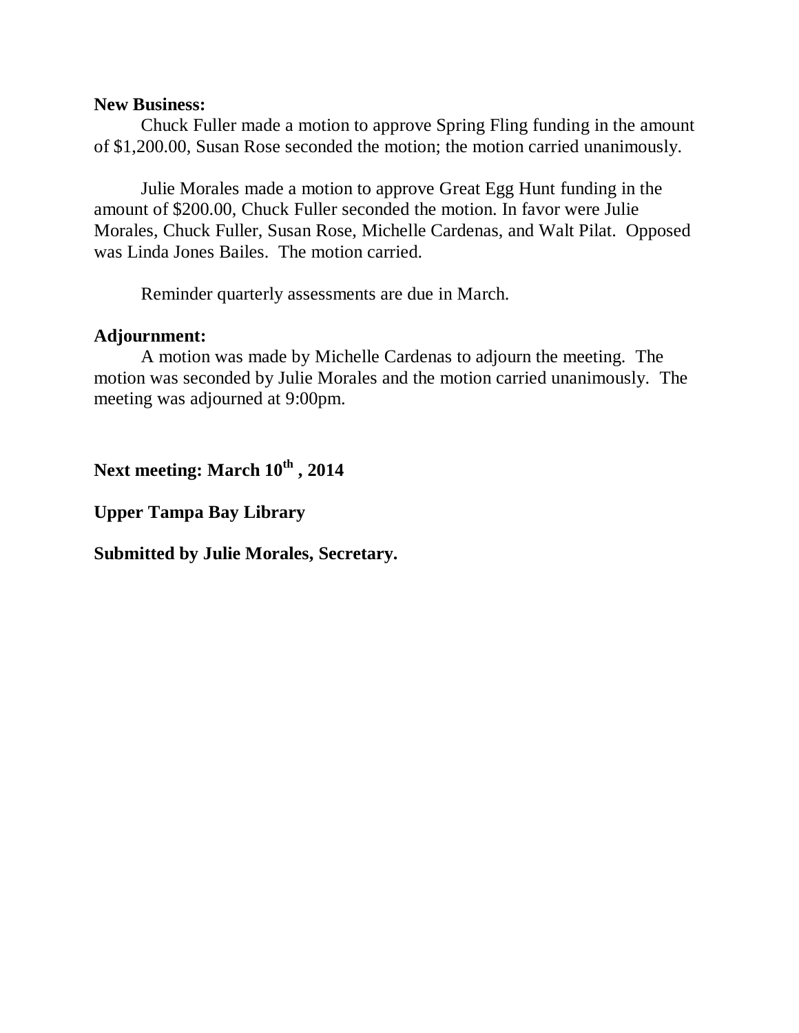**New Business:**

Chuck Fuller made a motion to approve Spring Fling funding in the amount of $1,200.00, Susan Rose seconded the motion; the motion carried unanimously.

Julie Morales made a motion to approve Great Egg Hunt funding in the amount of $200.00, Chuck Fuller seconded the motion. In favor were Julie Morales, Chuck Fuller, Susan Rose, Michelle Cardenas, and Walt Pilat. Opposed was Linda Jones Bailes. The motion carried.

Reminder quarterly assessments are due in March.

**Adjournment:**

A motion was made by Michelle Cardenas to adjourn the meeting. The motion was seconded by Julie Morales and the motion carried unanimously. The meeting was adjourned at 9:00pm.

**Next meeting: March 10th , 2014**

**Upper Tampa Bay Library**

**Submitted by Julie Morales, Secretary.**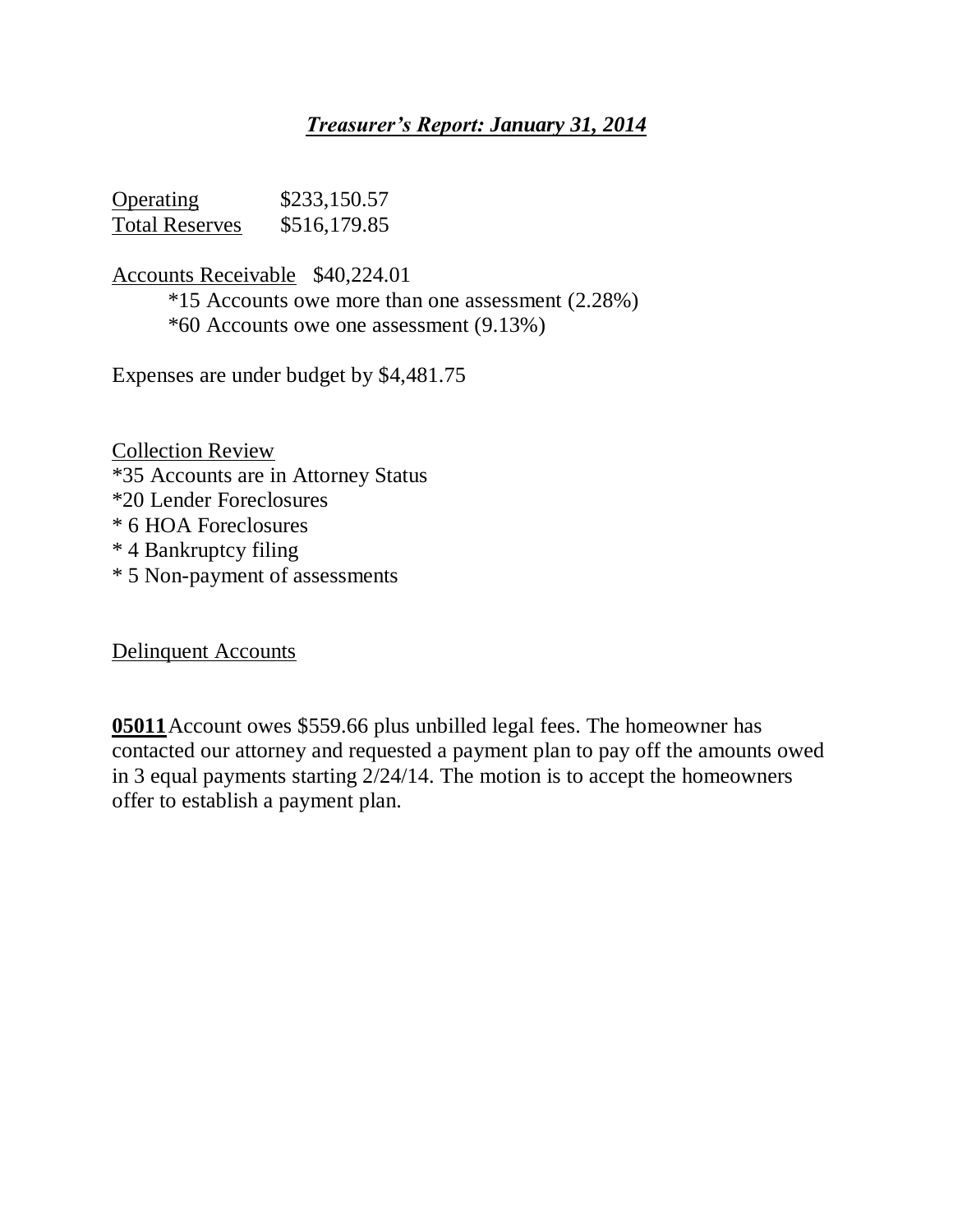## ***Treasurer's Report: January 31, 2014***

| | |
|---|---|
| Operating | $233,150.57 |
| Total Reserves | $516,179.85 |

Accounts Receivable $40,224.01

*15 Accounts owe more than one assessment (2.28%)
*60 Accounts owe one assessment (9.13%)

Expenses are under budget by $4,481.75

Collection Review

*35 Accounts are in Attorney Status
*20 Lender Foreclosures
* 6 HOA Foreclosures
* 4 Bankruptcy filing
* 5 Non-payment of assessments

Delinquent Accounts

**05011** Account owes $559.66 plus unbilled legal fees. The homeowner has contacted our attorney and requested a payment plan to pay off the amounts owed in 3 equal payments starting 2/24/14. The motion is to accept the homeowners offer to establish a payment plan.